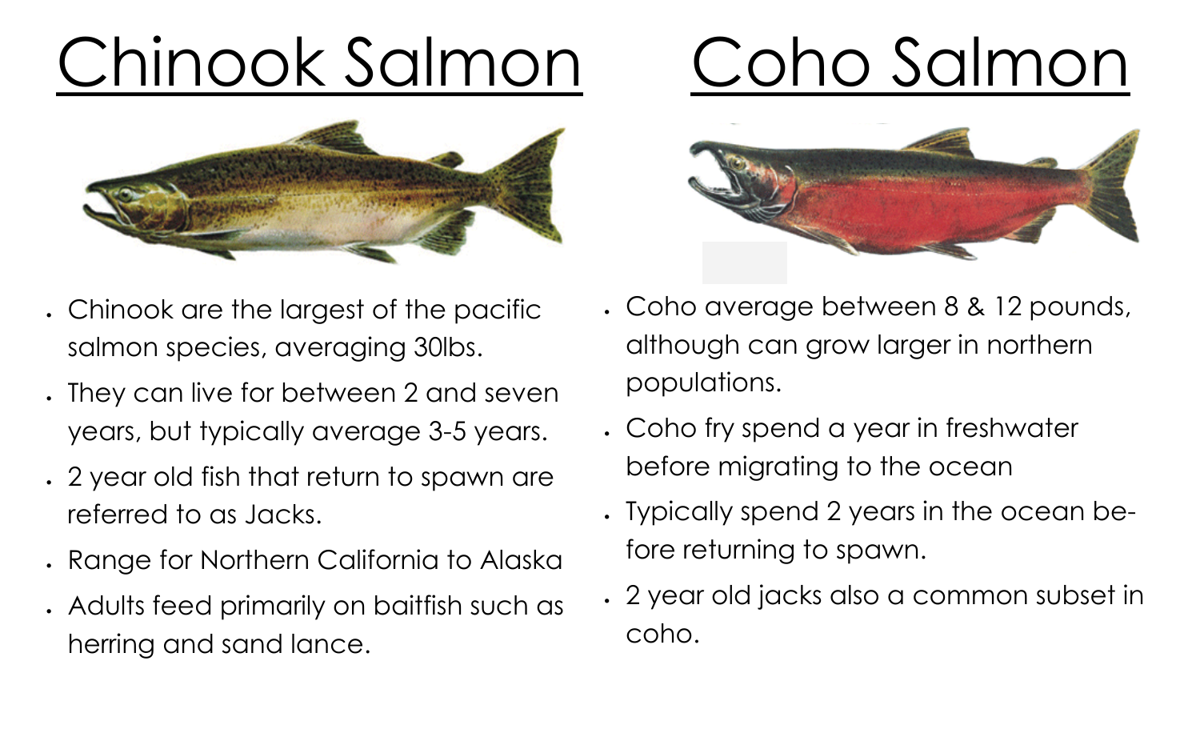# Chinook Salmon

- Chinook are the largest of the pacific salmon species, averaging 30lbs.
- They can live for between 2 and seven years, but typically average 3-5 years.
- 2 year old fish that return to spawn are referred to as Jacks.
- Range for Northern California to Alaska
- Adults feed primarily on baitfish such as herring and sand lance.

# Coho Salmon

- Coho average between 8 & 12 pounds, although can grow larger in northern populations.
- Coho fry spend a year in freshwater before migrating to the ocean
- Typically spend 2 years in the ocean before returning to spawn.
- 2 year old jacks also a common subset in coho.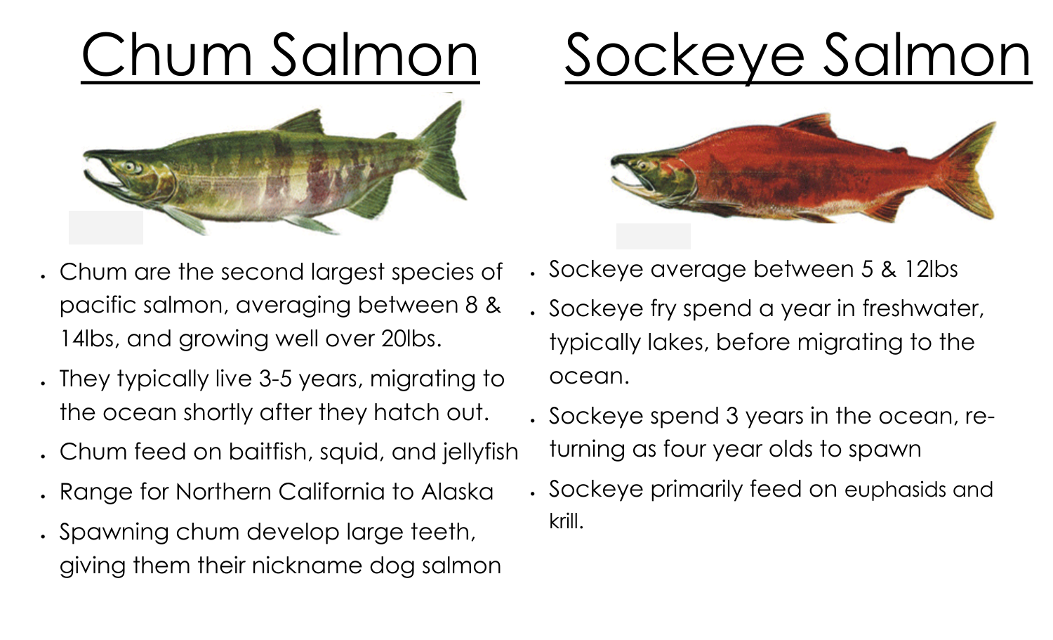# Chum Salmon

- Chum are the second largest species of pacific salmon, averaging between 8 & 14lbs, and growing well over 20lbs.
- They typically live 3-5 years, migrating to the ocean shortly after they hatch out.
- Chum feed on baitfish, squid, and jellyfish
- Range for Northern California to Alaska
- Spawning chum develop large teeth, giving them their nickname dog salmon

# Sockeye Salmon

- Sockeye average between 5 & 12lbs
- Sockeye fry spend a year in freshwater, typically lakes, before migrating to the ocean.
- Sockeye spend 3 years in the ocean, re-turning as four year olds to spawn
- Sockeye primarily feed on euphasids and krill.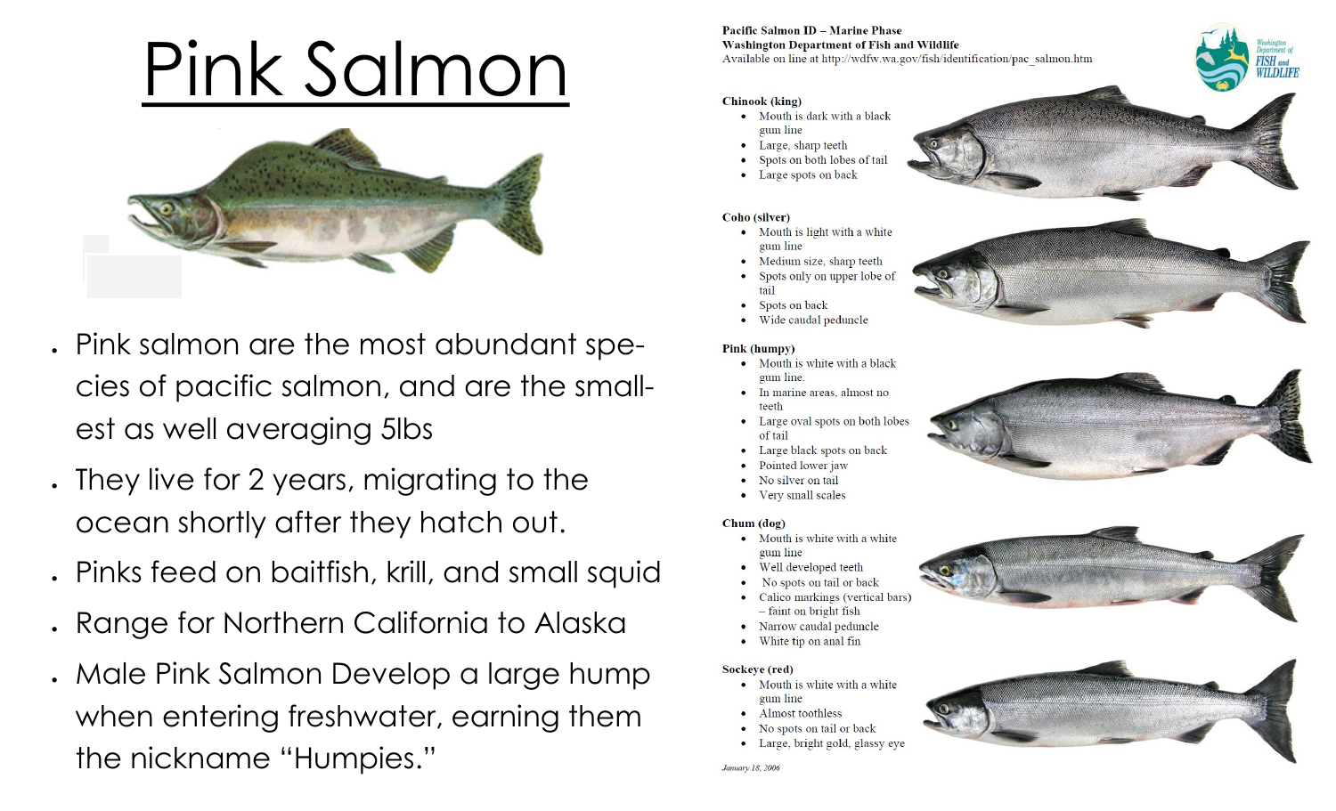# Pink Salmon

- Pink salmon are the most abundant species of pacific salmon, and are the smallest as well averaging 5lbs
- They live for 2 years, migrating to the ocean shortly after they hatch out.
- Pinks feed on baitfish, krill, and small squid
- Range for Northern California to Alaska
- Male Pink Salmon Develop a large hump when entering freshwater, earning them the nickname "Humpies."

**Pacific Salmon ID – Marine Phase**
**Washington Department of Fish and Wildlife**
Available on line at http://wdfw.wa.gov/fish/identification/pac_salmon.htm

Washington Department of FISH and WILDLIFE

**Chinook (king)**

- Mouth is dark with a black gum line
- Large, sharp teeth
- Spots on both lobes of tail
- Large spots on back

**Coho (silver)**

- Mouth is light with a white gum line
- Medium size, sharp teeth
- Spots only on upper lobe of tail
- Spots on back
- Wide caudal peduncle

**Pink (humpy)**

- Mouth is white with a black gum line.
- In marine areas, almost no teeth
- Large oval spots on both lobes of tail
- Large black spots on back
- Pointed lower jaw
- No silver on tail
- Very small scales

**Chum (dog)**

- Mouth is white with a white gum line
- Well developed teeth
- No spots on tail or back
- Calico markings (vertical bars) – faint on bright fish
- Narrow caudal peduncle
- White tip on anal fin

**Sockeye (red)**

- Mouth is white with a white gum line
- Almost toothless
- No spots on tail or back
- Large, bright gold, glassy eye

*January 18, 2006*